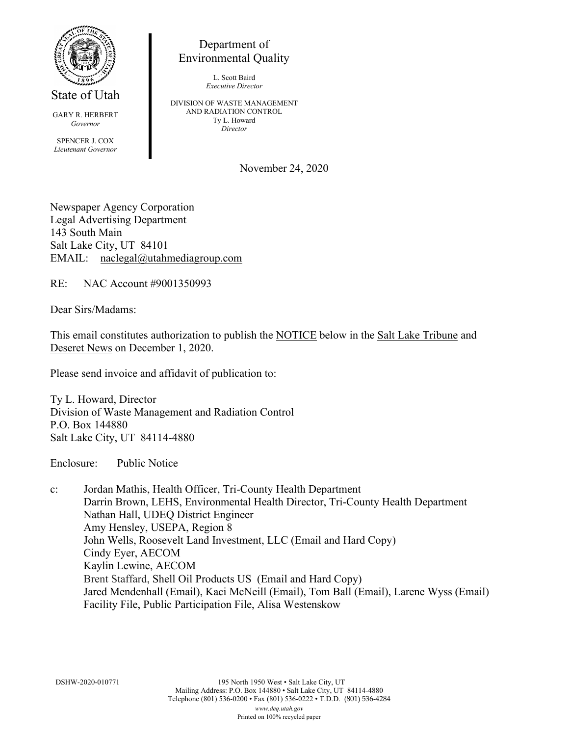State of Utah

GARY R. HERBERT
*Governor*

SPENCER J. COX
*Lieutenant Governor*

Department of
Environmental Quality

L. Scott Baird
*Executive Director*

DIVISION OF WASTE MANAGEMENT
AND RADIATION CONTROL
Ty L. Howard
*Director*

November 24, 2020

Newspaper Agency Corporation
Legal Advertising Department
143 South Main
Salt Lake City, UT 84101
EMAIL: naclegal@utahmediagroup.com

RE: NAC Account #9001350993

Dear Sirs/Madams:

This email constitutes authorization to publish the NOTICE below in the Salt Lake Tribune and Deseret News on December 1, 2020.

Please send invoice and affidavit of publication to:

Ty L. Howard, Director
Division of Waste Management and Radiation Control
P.O. Box 144880
Salt Lake City, UT 84114-4880

Enclosure: Public Notice

c: Jordan Mathis, Health Officer, Tri-County Health Department
Darrin Brown, LEHS, Environmental Health Director, Tri-County Health Department
Nathan Hall, UDEQ District Engineer
Amy Hensley, USEPA, Region 8
John Wells, Roosevelt Land Investment, LLC (Email and Hard Copy)
Cindy Eyer, AECOM
Kaylin Lewine, AECOM
Brent Staffard, Shell Oil Products US (Email and Hard Copy)
Jared Mendenhall (Email), Kaci McNeill (Email), Tom Ball (Email), Larene Wyss (Email)
Facility File, Public Participation File, Alisa Westenskow

DSHW-2020-010771

195 North 1950 West • Salt Lake City, UT
Mailing Address: P.O. Box 144880 • Salt Lake City, UT 84114-4880
Telephone (801) 536-0200 • Fax (801) 536-0222 • T.D.D. (801) 536-4284
*www.deq.utah.gov*
Printed on 100% recycled paper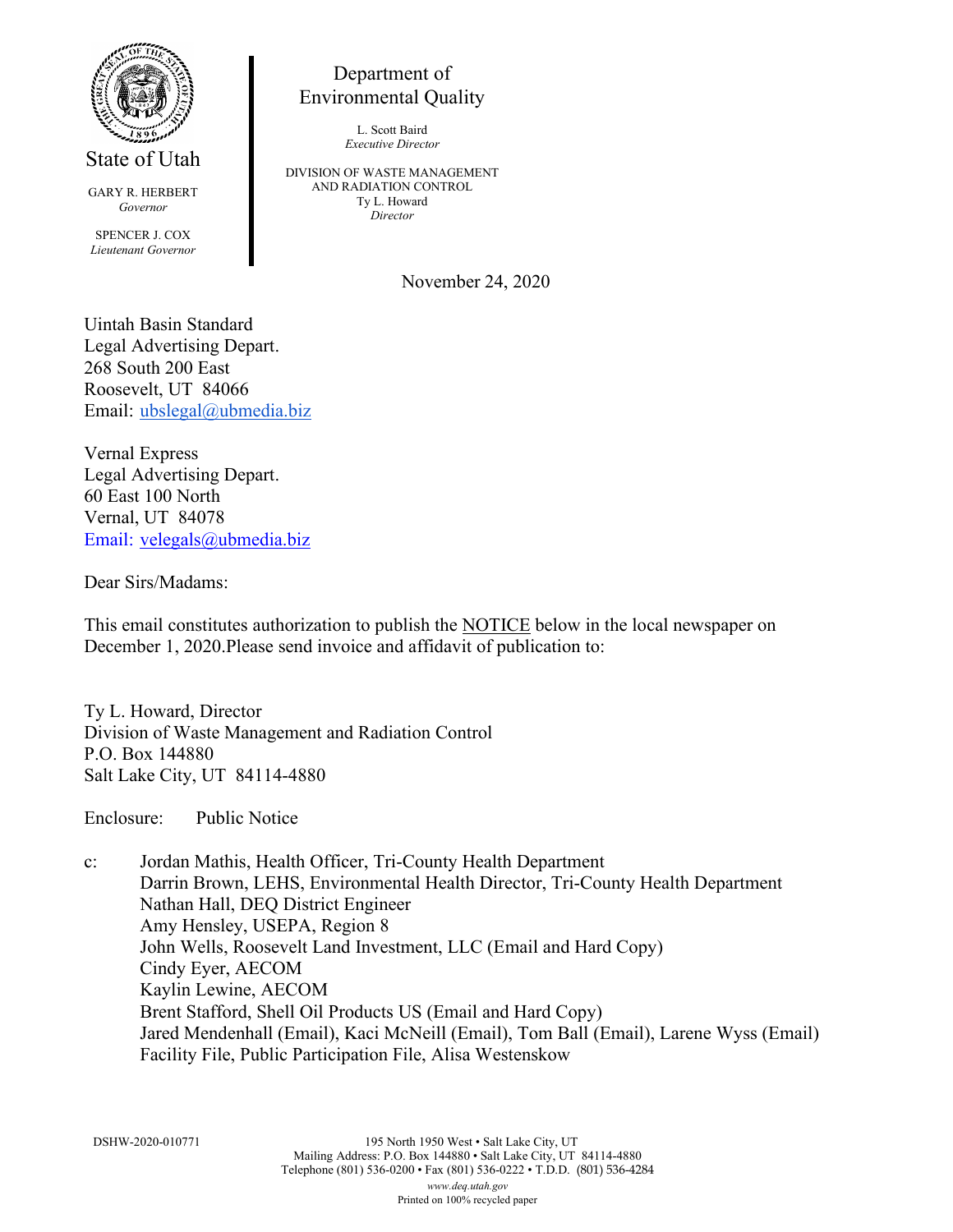State of Utah

GARY R. HERBERT
*Governor*

SPENCER J. COX
*Lieutenant Governor*

Department of Environmental Quality

L. Scott Baird
*Executive Director*

DIVISION OF WASTE MANAGEMENT AND RADIATION CONTROL
Ty L. Howard
*Director*

November 24, 2020

Uintah Basin Standard
Legal Advertising Depart.
268 South 200 East
Roosevelt, UT 84066
Email: ubslegal@ubmedia.biz

Vernal Express
Legal Advertising Depart.
60 East 100 North
Vernal, UT 84078
Email: velegals@ubmedia.biz

Dear Sirs/Madams:

This email constitutes authorization to publish the NOTICE below in the local newspaper on December 1, 2020.Please send invoice and affidavit of publication to:

Ty L. Howard, Director
Division of Waste Management and Radiation Control
P.O. Box 144880
Salt Lake City, UT 84114-4880

Enclosure: Public Notice

c: Jordan Mathis, Health Officer, Tri-County Health Department
Darrin Brown, LEHS, Environmental Health Director, Tri-County Health Department
Nathan Hall, DEQ District Engineer
Amy Hensley, USEPA, Region 8
John Wells, Roosevelt Land Investment, LLC (Email and Hard Copy)
Cindy Eyer, AECOM
Kaylin Lewine, AECOM
Brent Stafford, Shell Oil Products US (Email and Hard Copy)
Jared Mendenhall (Email), Kaci McNeill (Email), Tom Ball (Email), Larene Wyss (Email)
Facility File, Public Participation File, Alisa Westenskow

DSHW-2020-010771

195 North 1950 West • Salt Lake City, UT
Mailing Address: P.O. Box 144880 • Salt Lake City, UT 84114-4880
Telephone (801) 536-0200 • Fax (801) 536-0222 • T.D.D. (801) 536-4284
*www.deq.utah.gov*
Printed on 100% recycled paper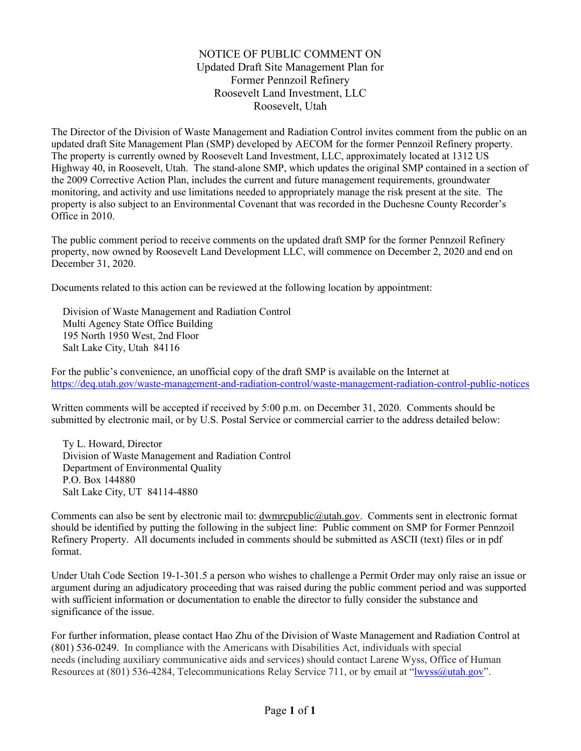# NOTICE OF PUBLIC COMMENT ON
## Updated Draft Site Management Plan for
## Former Pennzoil Refinery
## Roosevelt Land Investment, LLC
## Roosevelt, Utah

The Director of the Division of Waste Management and Radiation Control invites comment from the public on an updated draft Site Management Plan (SMP) developed by AECOM for the former Pennzoil Refinery property. The property is currently owned by Roosevelt Land Investment, LLC, approximately located at 1312 US Highway 40, in Roosevelt, Utah. The stand-alone SMP, which updates the original SMP contained in a section of the 2009 Corrective Action Plan, includes the current and future management requirements, groundwater monitoring, and activity and use limitations needed to appropriately manage the risk present at the site. The property is also subject to an Environmental Covenant that was recorded in the Duchesne County Recorder's Office in 2010.

The public comment period to receive comments on the updated draft SMP for the former Pennzoil Refinery property, now owned by Roosevelt Land Development LLC, will commence on December 2, 2020 and end on December 31, 2020.

Documents related to this action can be reviewed at the following location by appointment:

Division of Waste Management and Radiation Control
Multi Agency State Office Building
195 North 1950 West, 2nd Floor
Salt Lake City, Utah 84116

For the public's convenience, an unofficial copy of the draft SMP is available on the Internet at https://deq.utah.gov/waste-management-and-radiation-control/waste-management-radiation-control-public-notices

Written comments will be accepted if received by 5:00 p.m. on December 31, 2020. Comments should be submitted by electronic mail, or by U.S. Postal Service or commercial carrier to the address detailed below:

Ty L. Howard, Director
Division of Waste Management and Radiation Control
Department of Environmental Quality
P.O. Box 144880
Salt Lake City, UT 84114-4880

Comments can also be sent by electronic mail to: dwmrcpublic@utah.gov. Comments sent in electronic format should be identified by putting the following in the subject line: Public comment on SMP for Former Pennzoil Refinery Property. All documents included in comments should be submitted as ASCII (text) files or in pdf format.

Under Utah Code Section 19-1-301.5 a person who wishes to challenge a Permit Order may only raise an issue or argument during an adjudicatory proceeding that was raised during the public comment period and was supported with sufficient information or documentation to enable the director to fully consider the substance and significance of the issue.

For further information, please contact Hao Zhu of the Division of Waste Management and Radiation Control at (801) 536-0249. In compliance with the Americans with Disabilities Act, individuals with special needs (including auxiliary communicative aids and services) should contact Larene Wyss, Office of Human Resources at (801) 536-4284, Telecommunications Relay Service 711, or by email at "lwyss@utah.gov".